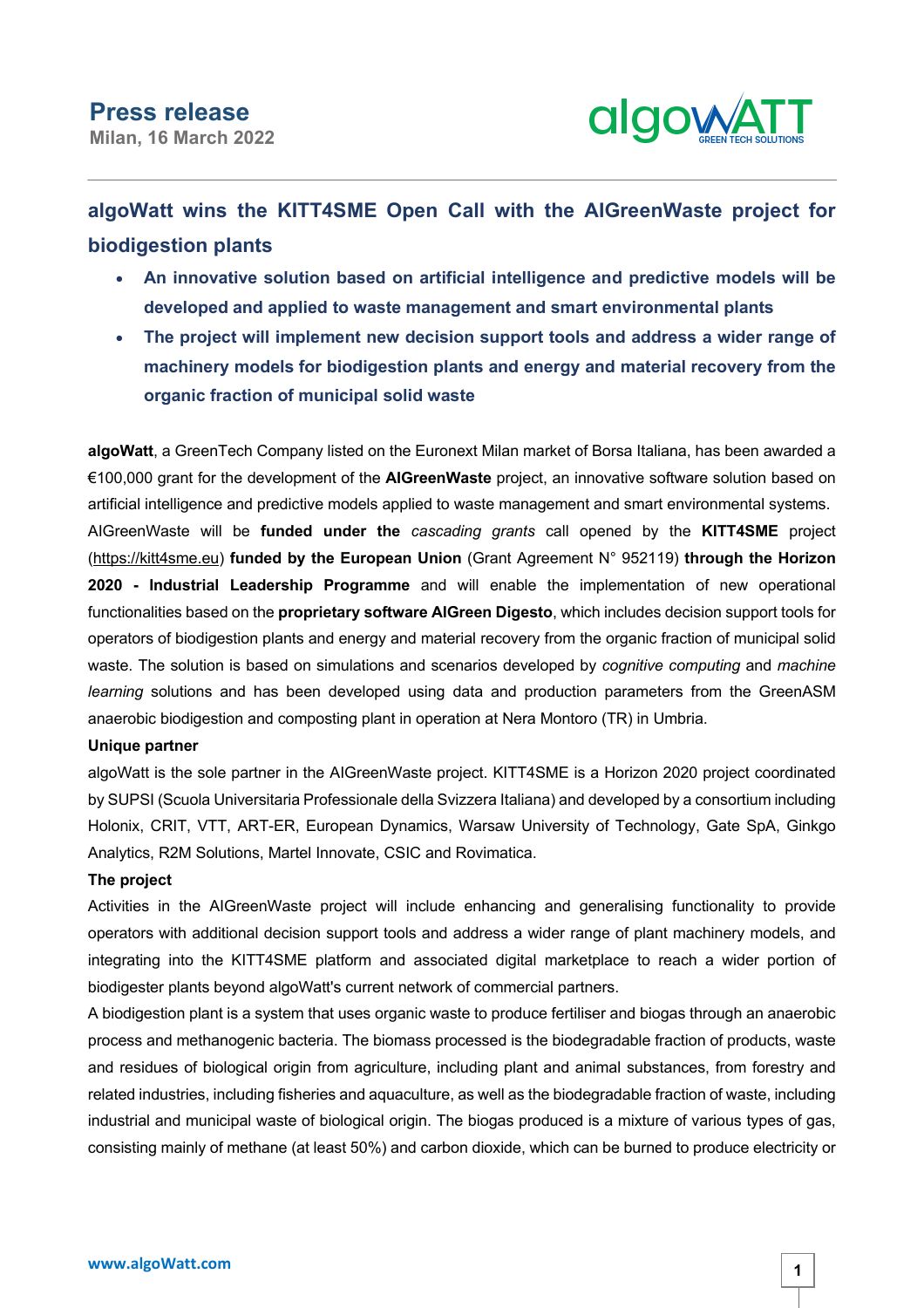**Press release**
**Milan, 16 March 2022**

## algoWatt wins the KITT4SME Open Call with the AIGreenWaste project for biodigestion plants

- **An innovative solution based on artificial intelligence and predictive models will be developed and applied to waste management and smart environmental plants**
- **The project will implement new decision support tools and address a wider range of machinery models for biodigestion plants and energy and material recovery from the organic fraction of municipal solid waste**

**algoWatt**, a GreenTech Company listed on the Euronext Milan market of Borsa Italiana, has been awarded a €100,000 grant for the development of the **AIGreenWaste** project, an innovative software solution based on artificial intelligence and predictive models applied to waste management and smart environmental systems. AIGreenWaste will be **funded under the** *cascading grants* call opened by the **KITT4SME** project (https://kitt4sme.eu) **funded by the European Union** (Grant Agreement N° 952119) **through the Horizon 2020 - Industrial Leadership Programme** and will enable the implementation of new operational functionalities based on the **proprietary software AIGreen Digesto**, which includes decision support tools for operators of biodigestion plants and energy and material recovery from the organic fraction of municipal solid waste. The solution is based on simulations and scenarios developed by *cognitive computing* and *machine learning* solutions and has been developed using data and production parameters from the GreenASM anaerobic biodigestion and composting plant in operation at Nera Montoro (TR) in Umbria.

**Unique partner**

algoWatt is the sole partner in the AIGreenWaste project. KITT4SME is a Horizon 2020 project coordinated by SUPSI (Scuola Universitaria Professionale della Svizzera Italiana) and developed by a consortium including Holonix, CRIT, VTT, ART-ER, European Dynamics, Warsaw University of Technology, Gate SpA, Ginkgo Analytics, R2M Solutions, Martel Innovate, CSIC and Rovimatica.

**The project**

Activities in the AIGreenWaste project will include enhancing and generalising functionality to provide operators with additional decision support tools and address a wider range of plant machinery models, and integrating into the KITT4SME platform and associated digital marketplace to reach a wider portion of biodigester plants beyond algoWatt's current network of commercial partners.

A biodigestion plant is a system that uses organic waste to produce fertiliser and biogas through an anaerobic process and methanogenic bacteria. The biomass processed is the biodegradable fraction of products, waste and residues of biological origin from agriculture, including plant and animal substances, from forestry and related industries, including fisheries and aquaculture, as well as the biodegradable fraction of waste, including industrial and municipal waste of biological origin. The biogas produced is a mixture of various types of gas, consisting mainly of methane (at least 50%) and carbon dioxide, which can be burned to produce electricity or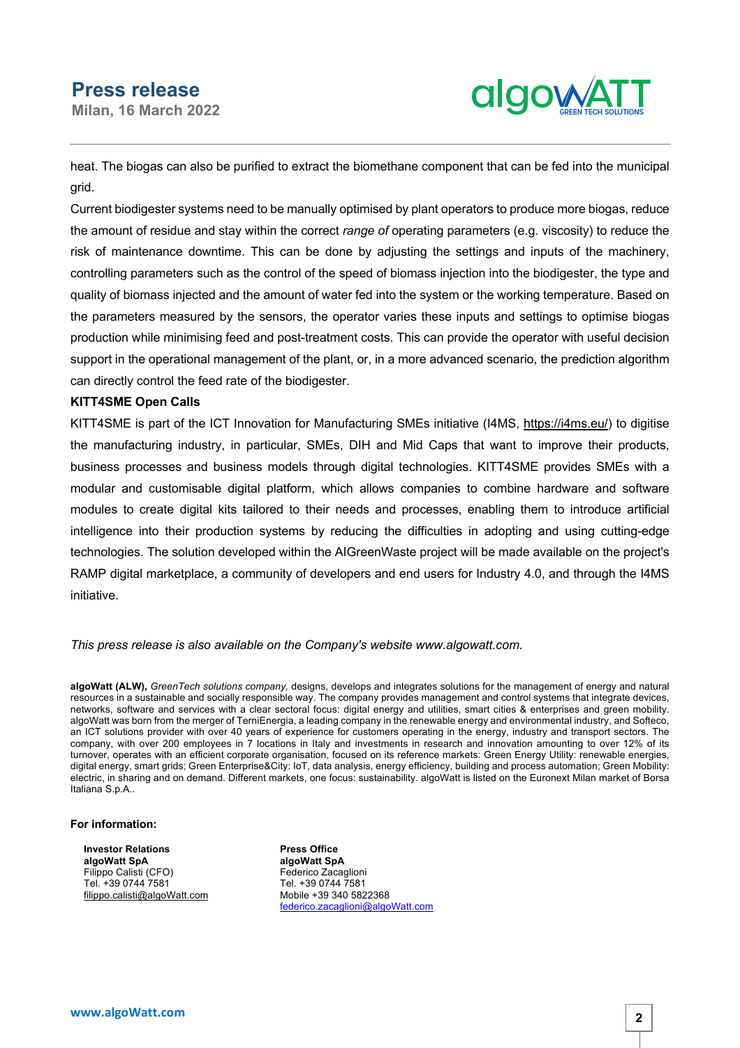heat. The biogas can also be purified to extract the biomethane component that can be fed into the municipal grid.

Current biodigester systems need to be manually optimised by plant operators to produce more biogas, reduce the amount of residue and stay within the correct *range of* operating parameters (e.g. viscosity) to reduce the risk of maintenance downtime. This can be done by adjusting the settings and inputs of the machinery, controlling parameters such as the control of the speed of biomass injection into the biodigester, the type and quality of biomass injected and the amount of water fed into the system or the working temperature. Based on the parameters measured by the sensors, the operator varies these inputs and settings to optimise biogas production while minimising feed and post-treatment costs. This can provide the operator with useful decision support in the operational management of the plant, or, in a more advanced scenario, the prediction algorithm can directly control the feed rate of the biodigester.

**KITT4SME Open Calls**

KITT4SME is part of the ICT Innovation for Manufacturing SMEs initiative (I4MS, https://i4ms.eu/) to digitise the manufacturing industry, in particular, SMEs, DIH and Mid Caps that want to improve their products, business processes and business models through digital technologies. KITT4SME provides SMEs with a modular and customisable digital platform, which allows companies to combine hardware and software modules to create digital kits tailored to their needs and processes, enabling them to introduce artificial intelligence into their production systems by reducing the difficulties in adopting and using cutting-edge technologies. The solution developed within the AIGreenWaste project will be made available on the project's RAMP digital marketplace, a community of developers and end users for Industry 4.0, and through the I4MS initiative.

*This press release is also available on the Company's website www.algowatt.com.*

**algoWatt (ALW),** *GreenTech solutions company,* designs, develops and integrates solutions for the management of energy and natural resources in a sustainable and socially responsible way. The company provides management and control systems that integrate devices, networks, software and services with a clear sectoral focus: digital energy and utilities, smart cities & enterprises and green mobility. algoWatt was born from the merger of TerniEnergia, a leading company in the renewable energy and environmental industry, and Softeco, an ICT solutions provider with over 40 years of experience for customers operating in the energy, industry and transport sectors. The company, with over 200 employees in 7 locations in Italy and investments in research and innovation amounting to over 12% of its turnover, operates with an efficient corporate organisation, focused on its reference markets: Green Energy Utility: renewable energies, digital energy, smart grids; Green Enterprise&City: IoT, data analysis, energy efficiency, building and process automation; Green Mobility: electric, in sharing and on demand. Different markets, one focus: sustainability. algoWatt is listed on the Euronext Milan market of Borsa Italiana S.p.A..

**For information:**

**Investor Relations**
**algoWatt SpA**
Filippo Calisti (CFO)
Tel. +39 0744 7581
filippo.calisti@algoWatt.com

**Press Office**
**algoWatt SpA**
Federico Zacaglioni
Tel. +39 0744 7581
Mobile +39 340 5822368
federico.zacaglioni@algoWatt.com